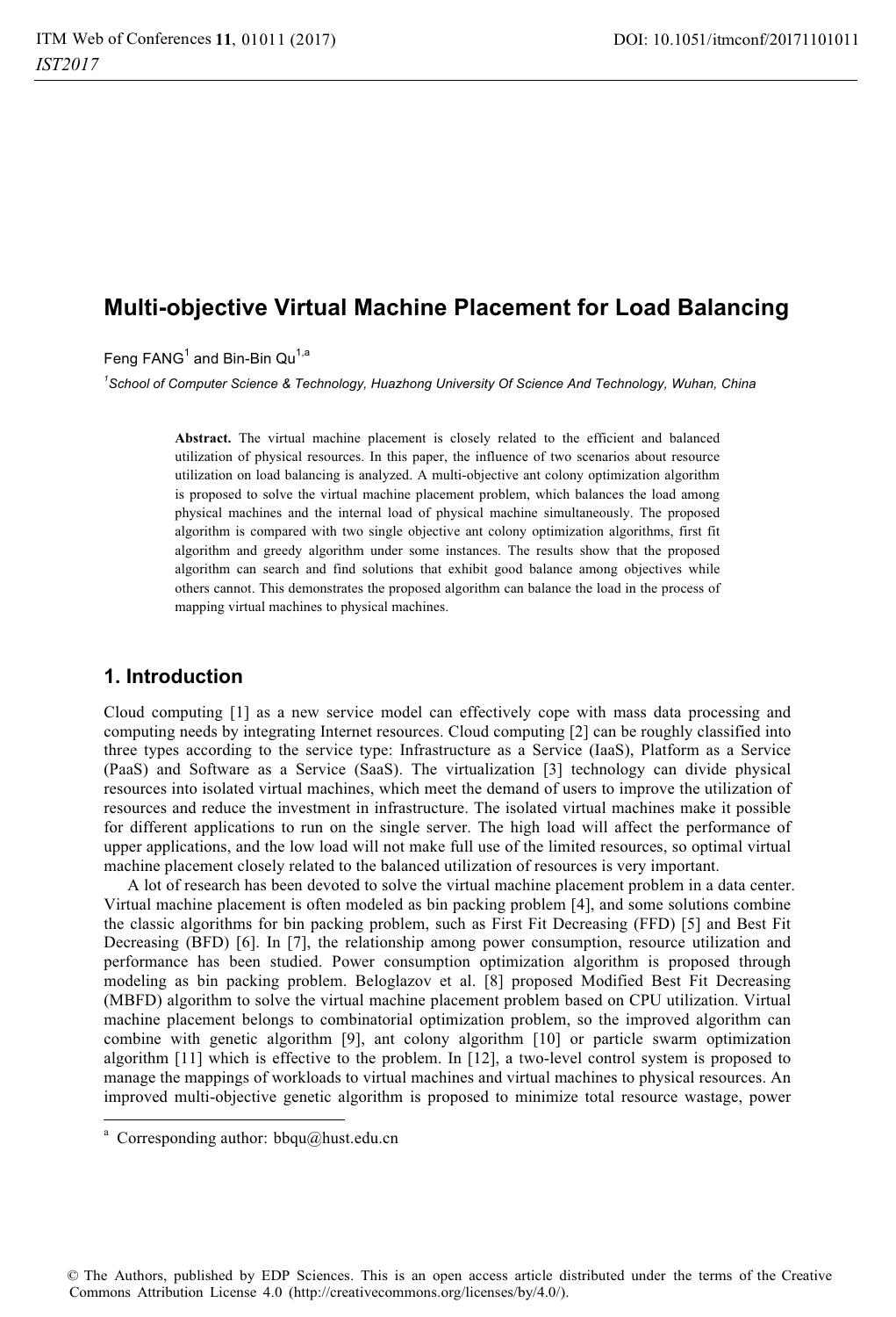# Multi-objective Virtual Machine Placement for Load Balancing

Feng FANG[1] and Bin-Bin Qu[1,a]

[1]*School of Computer Science & Technology, Huazhong University Of Science And Technology, Wuhan, China*

**Abstract.** The virtual machine placement is closely related to the efficient and balanced utilization of physical resources. In this paper, the influence of two scenarios about resource utilization on load balancing is analyzed. A multi-objective ant colony optimization algorithm is proposed to solve the virtual machine placement problem, which balances the load among physical machines and the internal load of physical machine simultaneously. The proposed algorithm is compared with two single objective ant colony optimization algorithms, first fit algorithm and greedy algorithm under some instances. The results show that the proposed algorithm can search and find solutions that exhibit good balance among objectives while others cannot. This demonstrates the proposed algorithm can balance the load in the process of mapping virtual machines to physical machines.

## 1. Introduction

Cloud computing [1] as a new service model can effectively cope with mass data processing and computing needs by integrating Internet resources. Cloud computing [2] can be roughly classified into three types according to the service type: Infrastructure as a Service (IaaS), Platform as a Service (PaaS) and Software as a Service (SaaS). The virtualization [3] technology can divide physical resources into isolated virtual machines, which meet the demand of users to improve the utilization of resources and reduce the investment in infrastructure. The isolated virtual machines make it possible for different applications to run on the single server. The high load will affect the performance of upper applications, and the low load will not make full use of the limited resources, so optimal virtual machine placement closely related to the balanced utilization of resources is very important.

A lot of research has been devoted to solve the virtual machine placement problem in a data center. Virtual machine placement is often modeled as bin packing problem [4], and some solutions combine the classic algorithms for bin packing problem, such as First Fit Decreasing (FFD) [5] and Best Fit Decreasing (BFD) [6]. In [7], the relationship among power consumption, resource utilization and performance has been studied. Power consumption optimization algorithm is proposed through modeling as bin packing problem. Beloglazov et al. [8] proposed Modified Best Fit Decreasing (MBFD) algorithm to solve the virtual machine placement problem based on CPU utilization. Virtual machine placement belongs to combinatorial optimization problem, so the improved algorithm can combine with genetic algorithm [9], ant colony algorithm [10] or particle swarm optimization algorithm [11] which is effective to the problem. In [12], a two-level control system is proposed to manage the mappings of workloads to virtual machines and virtual machines to physical resources. An improved multi-objective genetic algorithm is proposed to minimize total resource wastage, power

---

[a] Corresponding author: bbqu@hust.edu.cn

© The Authors, published by EDP Sciences. This is an open access article distributed under the terms of the Creative Commons Attribution License 4.0 (http://creativecommons.org/licenses/by/4.0/).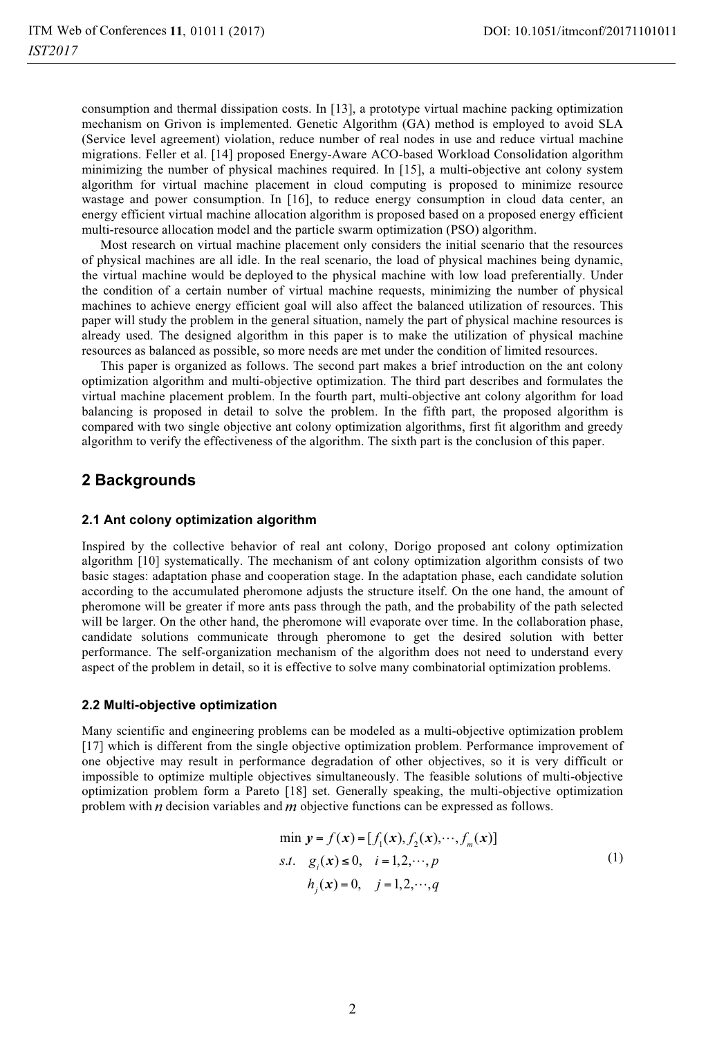consumption and thermal dissipation costs. In [13], a prototype virtual machine packing optimization mechanism on Grivon is implemented. Genetic Algorithm (GA) method is employed to avoid SLA (Service level agreement) violation, reduce number of real nodes in use and reduce virtual machine migrations. Feller et al. [14] proposed Energy-Aware ACO-based Workload Consolidation algorithm minimizing the number of physical machines required. In [15], a multi-objective ant colony system algorithm for virtual machine placement in cloud computing is proposed to minimize resource wastage and power consumption. In [16], to reduce energy consumption in cloud data center, an energy efficient virtual machine allocation algorithm is proposed based on a proposed energy efficient multi-resource allocation model and the particle swarm optimization (PSO) algorithm.

Most research on virtual machine placement only considers the initial scenario that the resources of physical machines are all idle. In the real scenario, the load of physical machines being dynamic, the virtual machine would be deployed to the physical machine with low load preferentially. Under the condition of a certain number of virtual machine requests, minimizing the number of physical machines to achieve energy efficient goal will also affect the balanced utilization of resources. This paper will study the problem in the general situation, namely the part of physical machine resources is already used. The designed algorithm in this paper is to make the utilization of physical machine resources as balanced as possible, so more needs are met under the condition of limited resources.

This paper is organized as follows. The second part makes a brief introduction on the ant colony optimization algorithm and multi-objective optimization. The third part describes and formulates the virtual machine placement problem. In the fourth part, multi-objective ant colony algorithm for load balancing is proposed in detail to solve the problem. In the fifth part, the proposed algorithm is compared with two single objective ant colony optimization algorithms, first fit algorithm and greedy algorithm to verify the effectiveness of the algorithm. The sixth part is the conclusion of this paper.

## 2 Backgrounds

### 2.1 Ant colony optimization algorithm

Inspired by the collective behavior of real ant colony, Dorigo proposed ant colony optimization algorithm [10] systematically. The mechanism of ant colony optimization algorithm consists of two basic stages: adaptation phase and cooperation stage. In the adaptation phase, each candidate solution according to the accumulated pheromone adjusts the structure itself. On the one hand, the amount of pheromone will be greater if more ants pass through the path, and the probability of the path selected will be larger. On the other hand, the pheromone will evaporate over time. In the collaboration phase, candidate solutions communicate through pheromone to get the desired solution with better performance. The self-organization mechanism of the algorithm does not need to understand every aspect of the problem in detail, so it is effective to solve many combinatorial optimization problems.

### 2.2 Multi-objective optimization

Many scientific and engineering problems can be modeled as a multi-objective optimization problem [17] which is different from the single objective optimization problem. Performance improvement of one objective may result in performance degradation of other objectives, so it is very difficult or impossible to optimize multiple objectives simultaneously. The feasible solutions of multi-objective optimization problem form a Pareto [18] set. Generally speaking, the multi-objective optimization problem with $n$ decision variables and $m$ objective functions can be expressed as follows.

$$
\begin{aligned}
\min\ & \boldsymbol{y} = f(\boldsymbol{x}) = [f_1(\boldsymbol{x}), f_2(\boldsymbol{x}), \cdots, f_m(\boldsymbol{x})] \\
s.t.\ \ & g_i(\boldsymbol{x}) \le 0, \quad i = 1, 2, \cdots, p \\
& h_j(\boldsymbol{x}) = 0, \quad j = 1, 2, \cdots, q
\end{aligned}
\tag{1}
$$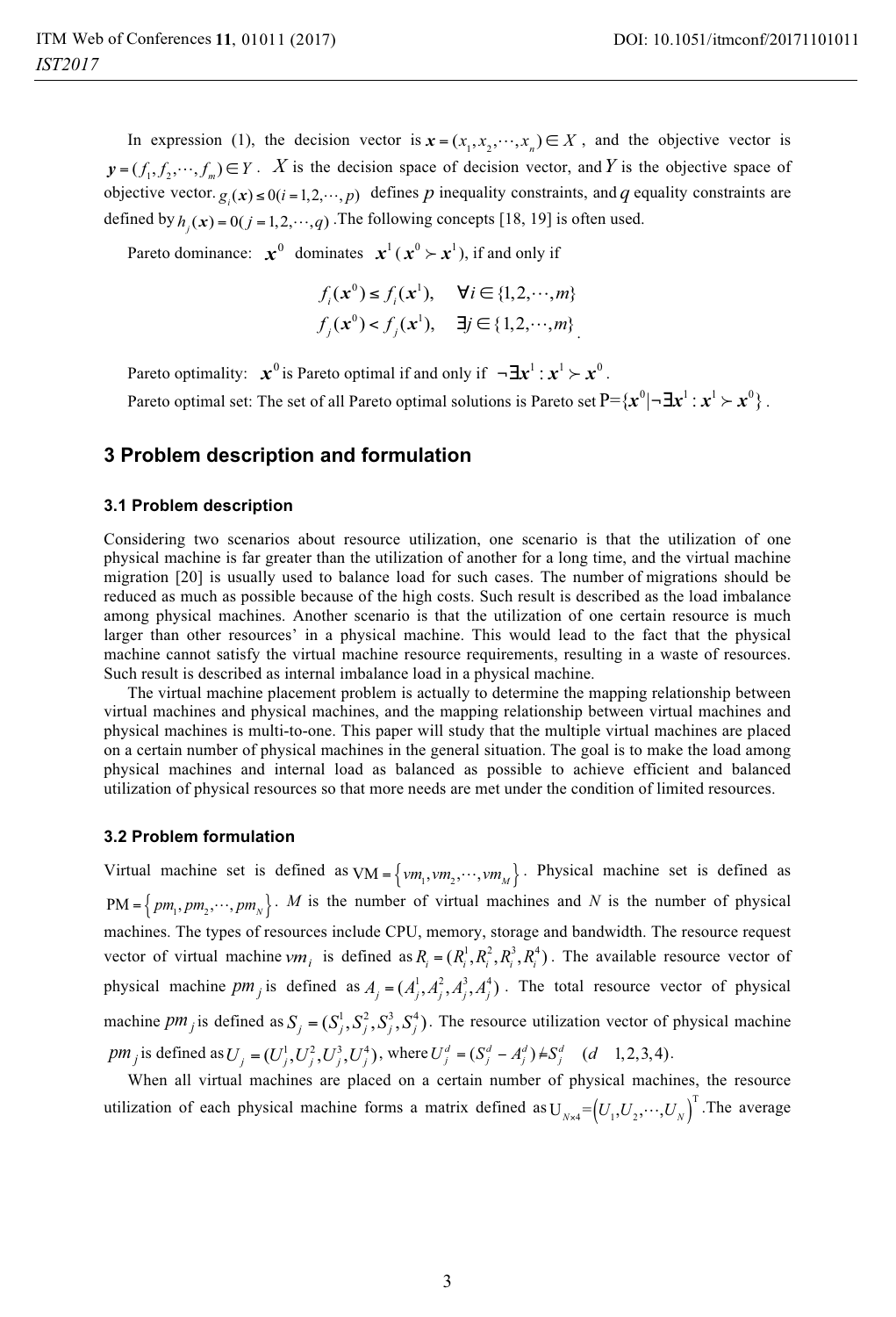In expression (1), the decision vector is $\boldsymbol{x} = (x_1, x_2, \cdots, x_n) \in X$, and the objective vector is $\boldsymbol{y} = (f_1, f_2, \cdots, f_m) \in Y$. $X$ is the decision space of decision vector, and $Y$ is the objective space of objective vector. $g_i(\boldsymbol{x}) \le 0 (i = 1, 2, \cdots, p)$ defines $p$ inequality constraints, and $q$ equality constraints are defined by $h_j(\boldsymbol{x}) = 0 ( j = 1, 2, \cdots, q)$. The following concepts [18, 19] is often used.

Pareto dominance: $\boldsymbol{x}^0$ dominates $\boldsymbol{x}^1$ ($\boldsymbol{x}^0 \succ \boldsymbol{x}^1$), if and only if

$$
\begin{aligned}
f_i(\boldsymbol{x}^0) &\le f_i(\boldsymbol{x}^1), \quad \forall i \in \{1, 2, \cdots, m\} \\
f_j(\boldsymbol{x}^0) &< f_j(\boldsymbol{x}^1), \quad \exists j \in \{1, 2, \cdots, m\}
\end{aligned}
$$

Pareto optimality: $\boldsymbol{x}^0$ is Pareto optimal if and only if $\neg \exists \boldsymbol{x}^1 : \boldsymbol{x}^1 \succ \boldsymbol{x}^0$.

Pareto optimal set: The set of all Pareto optimal solutions is Pareto set $\mathrm{P}=\{\boldsymbol{x}^0 | \neg \exists \boldsymbol{x}^1 : \boldsymbol{x}^1 \succ \boldsymbol{x}^0\}$.

## 3 Problem description and formulation

### 3.1 Problem description

Considering two scenarios about resource utilization, one scenario is that the utilization of one physical machine is far greater than the utilization of another for a long time, and the virtual machine migration [20] is usually used to balance load for such cases. The number of migrations should be reduced as much as possible because of the high costs. Such result is described as the load imbalance among physical machines. Another scenario is that the utilization of one certain resource is much larger than other resources' in a physical machine. This would lead to the fact that the physical machine cannot satisfy the virtual machine resource requirements, resulting in a waste of resources. Such result is described as internal imbalance load in a physical machine.

The virtual machine placement problem is actually to determine the mapping relationship between virtual machines and physical machines, and the mapping relationship between virtual machines and physical machines is multi-to-one. This paper will study that the multiple virtual machines are placed on a certain number of physical machines in the general situation. The goal is to make the load among physical machines and internal load as balanced as possible to achieve efficient and balanced utilization of physical resources so that more needs are met under the condition of limited resources.

### 3.2 Problem formulation

Virtual machine set is defined as $\mathrm{VM} = \{vm_1, vm_2, \cdots, vm_M\}$. Physical machine set is defined as $\mathrm{PM} = \{pm_1, pm_2, \cdots, pm_N\}$. $M$ is the number of virtual machines and $N$ is the number of physical machines. The types of resources include CPU, memory, storage and bandwidth. The resource request vector of virtual machine $vm_i$ is defined as $R_i = (R_i^1, R_i^2, R_i^3, R_i^4)$. The available resource vector of physical machine $pm_j$ is defined as $A_j = (A_j^1, A_j^2, A_j^3, A_j^4)$. The total resource vector of physical machine $pm_j$ is defined as $S_j = (S_j^1, S_j^2, S_j^3, S_j^4)$. The resource utilization vector of physical machine $pm_j$ is defined as $U_j = (U_j^1, U_j^2, U_j^3, U_j^4)$, where $U_j^d = (S_j^d - A_j^d) / S_j^d \quad (d = 1, 2, 3, 4)$.

When all virtual machines are placed on a certain number of physical machines, the resource utilization of each physical machine forms a matrix defined as $\mathrm{U}_{N\times 4} = (U_1, U_2, \cdots, U_N)^{\mathrm{T}}$. The average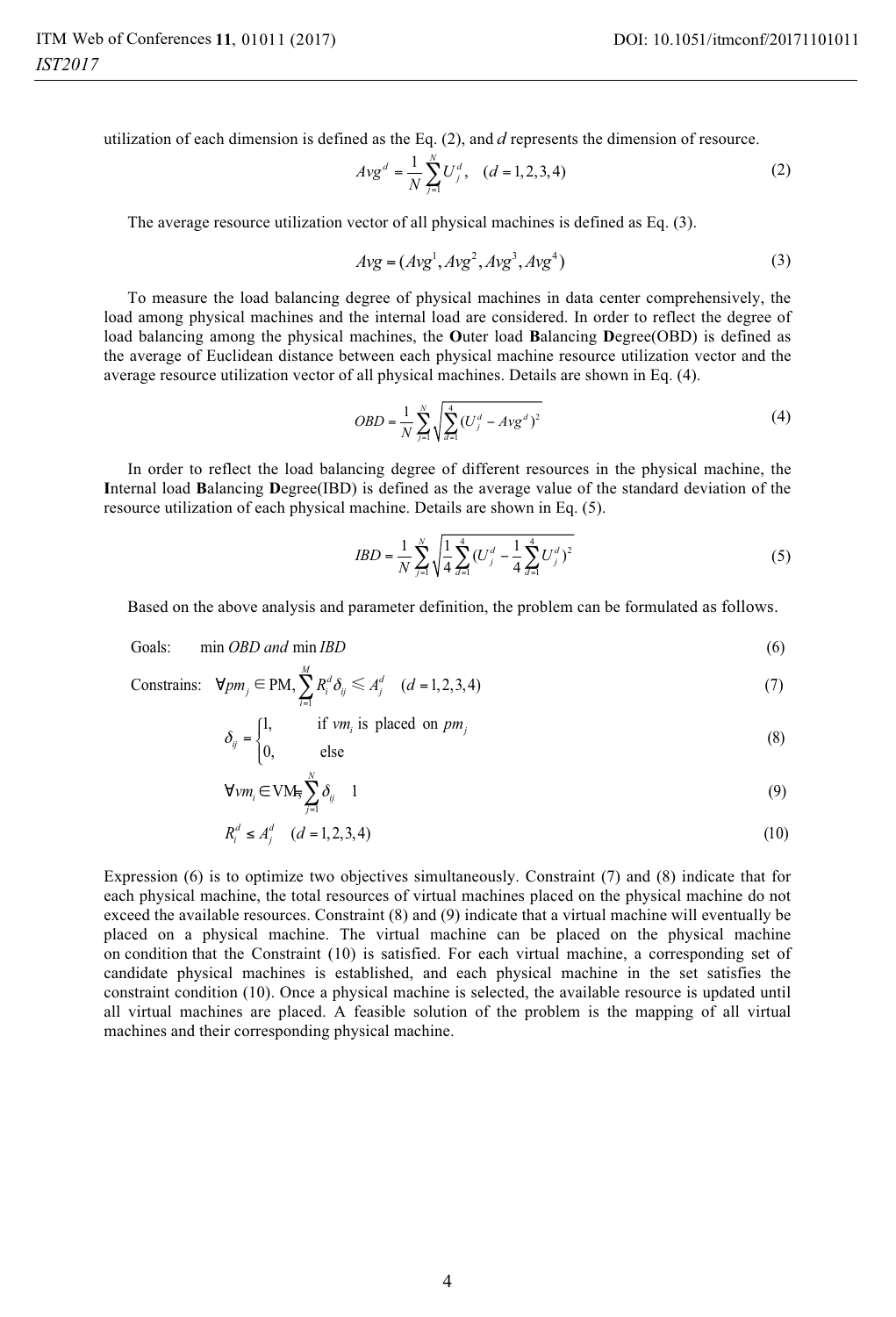utilization of each dimension is defined as the Eq. (2), and $d$ represents the dimension of resource.

$$Avg^d = \frac{1}{N}\sum_{j=1}^{N} U_j^d, \quad (d = 1,2,3,4) \tag{2}$$

The average resource utilization vector of all physical machines is defined as Eq. (3).

$$Avg = (Avg^1, Avg^2, Avg^3, Avg^4) \tag{3}$$

To measure the load balancing degree of physical machines in data center comprehensively, the load among physical machines and the internal load are considered. In order to reflect the degree of load balancing among the physical machines, the **O**uter load **B**alancing **D**egree(OBD) is defined as the average of Euclidean distance between each physical machine resource utilization vector and the average resource utilization vector of all physical machines. Details are shown in Eq. (4).

$$OBD = \frac{1}{N}\sum_{j=1}^{N}\sqrt{\sum_{d=1}^{4}(U_j^d - Avg^d)^2} \tag{4}$$

In order to reflect the load balancing degree of different resources in the physical machine, the **I**nternal load **B**alancing **D**egree(IBD) is defined as the average value of the standard deviation of the resource utilization of each physical machine. Details are shown in Eq. (5).

$$IBD = \frac{1}{N}\sum_{j=1}^{N}\sqrt{\frac{1}{4}\sum_{d=1}^{4}(U_j^d - \frac{1}{4}\sum_{d=1}^{4}U_j^d)^2} \tag{5}$$

Based on the above analysis and parameter definition, the problem can be formulated as follows.

Goals: $\min OBD \; and \; \min IBD$ (6)

Constrains: $\forall pm_j \in \text{PM}, \sum_{i=1}^{M} R_i^d \delta_{ij} \leqslant A_j^d \quad (d = 1,2,3,4)$ (7)

$$\delta_{ij} = \begin{cases} 1, & \text{if } vm_i \text{ is placed on } pm_j \\ 0, & \text{else} \end{cases} \tag{8}$$

$$\forall vm_i \in \text{VM}, \sum_{j=1}^{N} \delta_{ij} = 1 \tag{9}$$

$$R_i^d \leq A_j^d \quad (d = 1,2,3,4) \tag{10}$$

Expression (6) is to optimize two objectives simultaneously. Constraint (7) and (8) indicate that for each physical machine, the total resources of virtual machines placed on the physical machine do not exceed the available resources. Constraint (8) and (9) indicate that a virtual machine will eventually be placed on a physical machine. The virtual machine can be placed on the physical machine on condition that the Constraint (10) is satisfied. For each virtual machine, a corresponding set of candidate physical machines is established, and each physical machine in the set satisfies the constraint condition (10). Once a physical machine is selected, the available resource is updated until all virtual machines are placed. A feasible solution of the problem is the mapping of all virtual machines and their corresponding physical machine.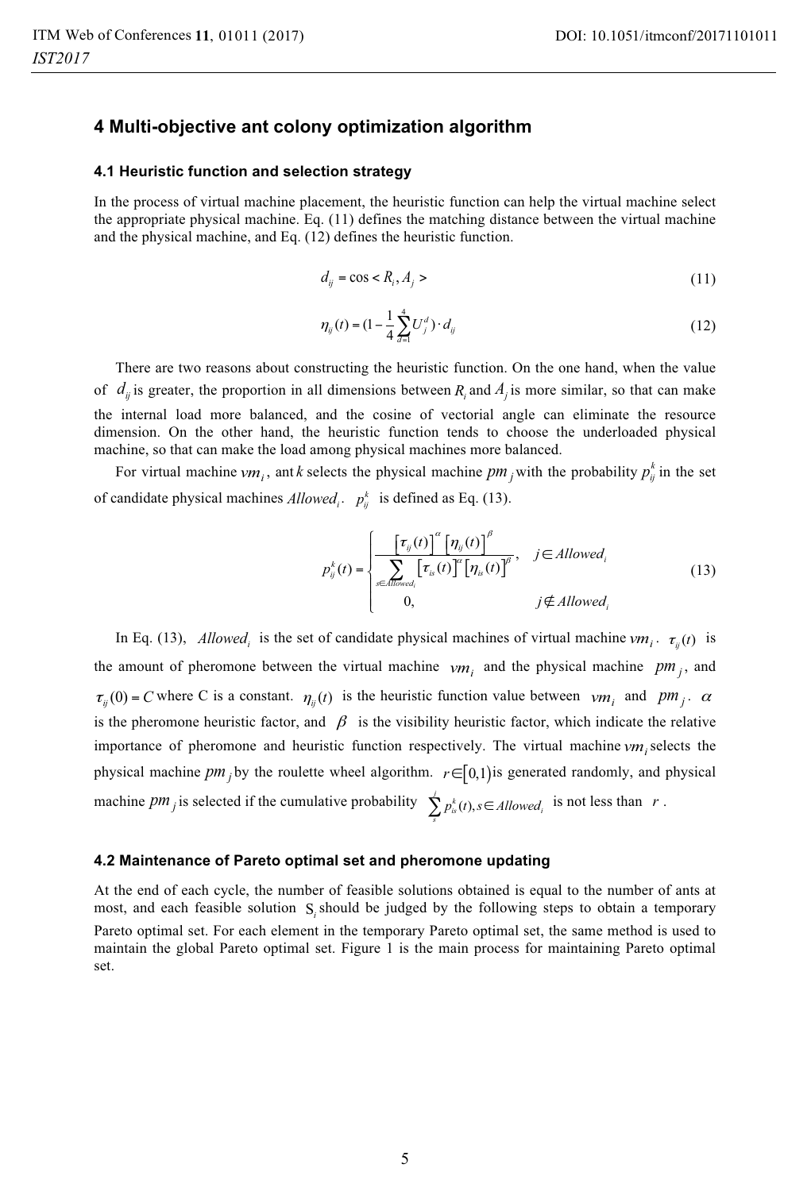## 4 Multi-objective ant colony optimization algorithm

### 4.1 Heuristic function and selection strategy

In the process of virtual machine placement, the heuristic function can help the virtual machine select the appropriate physical machine. Eq. (11) defines the matching distance between the virtual machine and the physical machine, and Eq. (12) defines the heuristic function.

$$d_{ij} = \cos < R_i, A_j > \tag{11}$$

$$\eta_{ij}(t) = (1 - \frac{1}{4}\sum_{d=1}^{4} U_j^d) \cdot d_{ij} \tag{12}$$

There are two reasons about constructing the heuristic function. On the one hand, when the value of $d_{ij}$ is greater, the proportion in all dimensions between $R_i$ and $A_j$ is more similar, so that can make the internal load more balanced, and the cosine of vectorial angle can eliminate the resource dimension. On the other hand, the heuristic function tends to choose the underloaded physical machine, so that can make the load among physical machines more balanced.

For virtual machine $vm_i$, ant $k$ selects the physical machine $pm_j$ with the probability $p_{ij}^k$ in the set of candidate physical machines $Allowed_i$. $p_{ij}^k$ is defined as Eq. (13).

$$p_{ij}^k(t) = \begin{cases} \dfrac{\left[\tau_{ij}(t)\right]^{\alpha} \left[\eta_{ij}(t)\right]^{\beta}}{\sum\limits_{s \in Allowed_i} \left[\tau_{is}(t)\right]^{\alpha} \left[\eta_{is}(t)\right]^{\beta}}, & j \in Allowed_i \\ 0, & j \notin Allowed_i \end{cases} \tag{13}$$

In Eq. (13), $Allowed_i$ is the set of candidate physical machines of virtual machine $vm_i$. $\tau_{ij}(t)$ is the amount of pheromone between the virtual machine $vm_i$ and the physical machine $pm_j$, and $\tau_{ij}(0) = C$ where C is a constant. $\eta_{ij}(t)$ is the heuristic function value between $vm_i$ and $pm_j$. $\alpha$ is the pheromone heuristic factor, and $\beta$ is the visibility heuristic factor, which indicate the relative importance of pheromone and heuristic function respectively. The virtual machine $vm_i$ selects the physical machine $pm_j$ by the roulette wheel algorithm. $r \in [0,1)$ is generated randomly, and physical machine $pm_j$ is selected if the cumulative probability $\sum_{s}^{j} p_{is}^k(t), s \in Allowed_i$ is not less than $r$.

### 4.2 Maintenance of Pareto optimal set and pheromone updating

At the end of each cycle, the number of feasible solutions obtained is equal to the number of ants at most, and each feasible solution $S_i$ should be judged by the following steps to obtain a temporary Pareto optimal set. For each element in the temporary Pareto optimal set, the same method is used to maintain the global Pareto optimal set. Figure 1 is the main process for maintaining Pareto optimal set.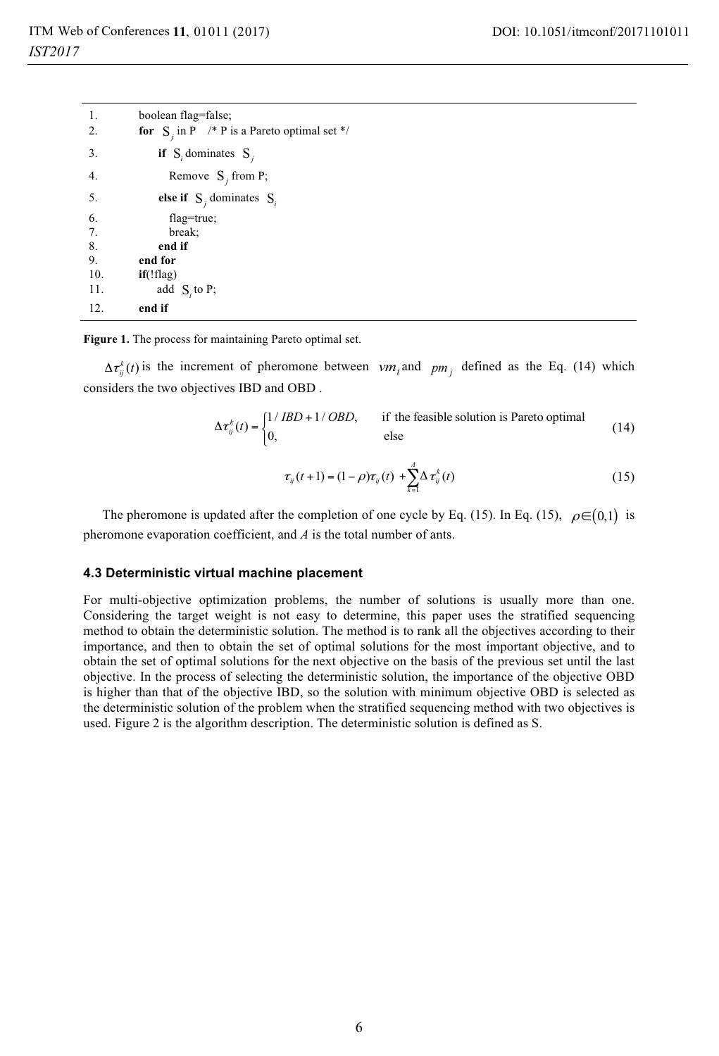```
1.   boolean flag=false;
2.   for  S_j in P   /* P is a Pareto optimal set */
3.     if  S_i dominates  S_j
4.       Remove  S_j from P;
5.     else if  S_j dominates  S_i
6.       flag=true;
7.       break;
8.     end if
9.   end for
10.  if(!flag)
11.    add  S_i to P;
12.  end if
```

**Figure 1.** The process for maintaining Pareto optimal set.

$\Delta\tau_{ij}^{k}(t)$ is the increment of pheromone between $vm_i$ and $pm_j$ defined as the Eq. (14) which considers the two objectives IBD and OBD .

$$\Delta\tau_{ij}^{k}(t) = \begin{cases} 1/IBD + 1/OBD, & \text{if the feasible solution is Pareto optimal} \\ 0, & \text{else} \end{cases} \tag{14}$$

$$\tau_{ij}(t+1) = (1-\rho)\tau_{ij}(t) + \sum_{k=1}^{A} \Delta\tau_{ij}^{k}(t) \tag{15}$$

The pheromone is updated after the completion of one cycle by Eq. (15). In Eq. (15), $\rho \in (0,1)$ is pheromone evaporation coefficient, and $A$ is the total number of ants.

### 4.3 Deterministic virtual machine placement

For multi-objective optimization problems, the number of solutions is usually more than one. Considering the target weight is not easy to determine, this paper uses the stratified sequencing method to obtain the deterministic solution. The method is to rank all the objectives according to their importance, and then to obtain the set of optimal solutions for the most important objective, and to obtain the set of optimal solutions for the next objective on the basis of the previous set until the last objective. In the process of selecting the deterministic solution, the importance of the objective OBD is higher than that of the objective IBD, so the solution with minimum objective OBD is selected as the deterministic solution of the problem when the stratified sequencing method with two objectives is used. Figure 2 is the algorithm description. The deterministic solution is defined as S.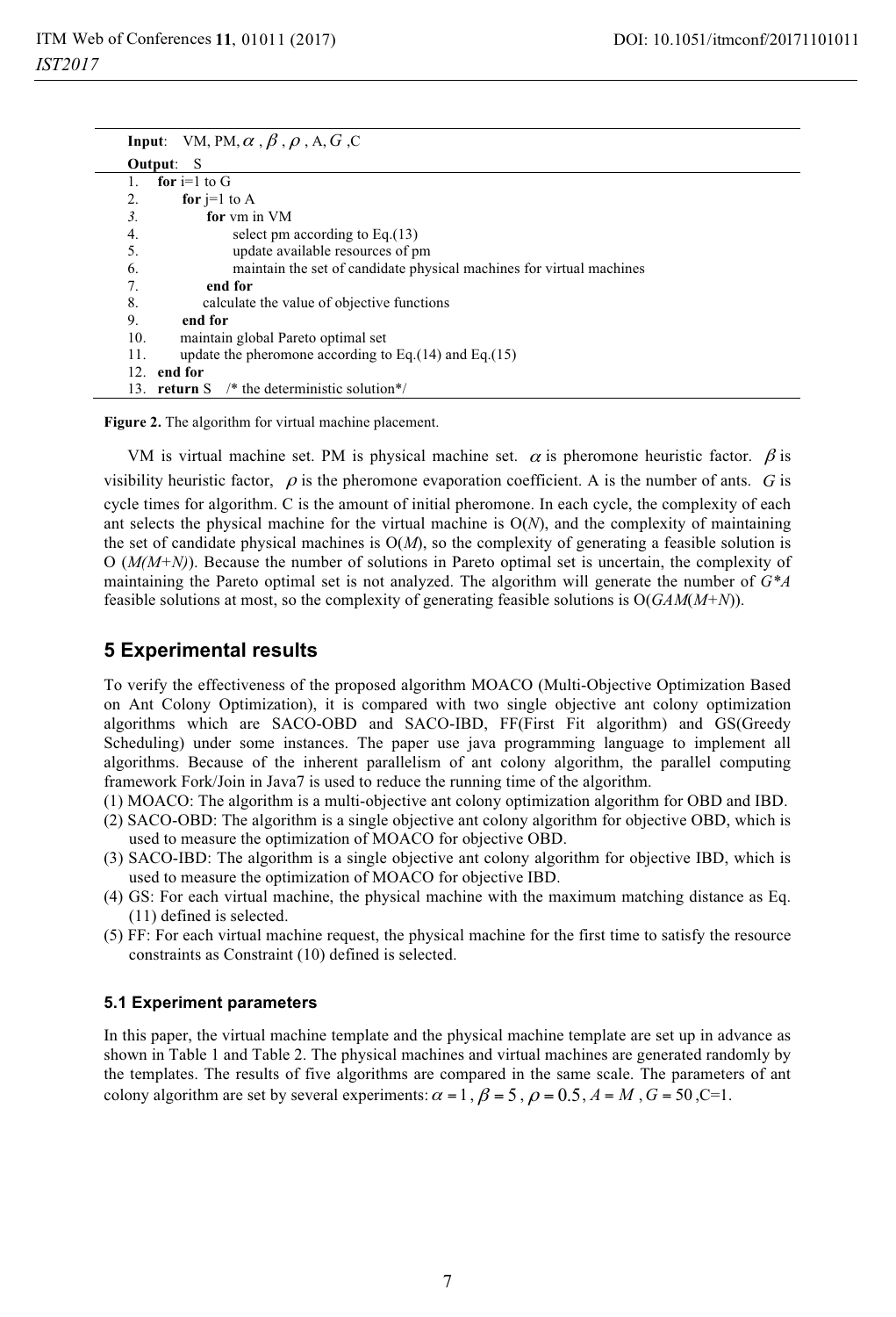**Input**: VM, PM, $\alpha$ , $\beta$ , $\rho$ , A, $G$ ,C

**Output**: S

```
1.  for i=1 to G
2.      for j=1 to A
3.          for vm in VM
4.              select pm according to Eq.(13)
5.              update available resources of pm
6.              maintain the set of candidate physical machines for virtual machines
7.          end for
8.          calculate the value of objective functions
9.      end for
10.     maintain global Pareto optimal set
11.     update the pheromone according to Eq.(14) and Eq.(15)
12. end for
13. return S   /* the deterministic solution*/
```

**Figure 2.** The algorithm for virtual machine placement.

VM is virtual machine set. PM is physical machine set. $\alpha$ is pheromone heuristic factor. $\beta$ is visibility heuristic factor, $\rho$ is the pheromone evaporation coefficient. A is the number of ants. $G$ is cycle times for algorithm. C is the amount of initial pheromone. In each cycle, the complexity of each ant selects the physical machine for the virtual machine is O($N$), and the complexity of maintaining the set of candidate physical machines is O($M$), so the complexity of generating a feasible solution is O ($M(M+N)$). Because the number of solutions in Pareto optimal set is uncertain, the complexity of maintaining the Pareto optimal set is not analyzed. The algorithm will generate the number of $G*A$ feasible solutions at most, so the complexity of generating feasible solutions is O($GAM(M+N)$).

## 5 Experimental results

To verify the effectiveness of the proposed algorithm MOACO (Multi-Objective Optimization Based on Ant Colony Optimization), it is compared with two single objective ant colony optimization algorithms which are SACO-OBD and SACO-IBD, FF(First Fit algorithm) and GS(Greedy Scheduling) under some instances. The paper use java programming language to implement all algorithms. Because of the inherent parallelism of ant colony algorithm, the parallel computing framework Fork/Join in Java7 is used to reduce the running time of the algorithm.

(1) MOACO: The algorithm is a multi-objective ant colony optimization algorithm for OBD and IBD.

(2) SACO-OBD: The algorithm is a single objective ant colony algorithm for objective OBD, which is used to measure the optimization of MOACO for objective OBD.

(3) SACO-IBD: The algorithm is a single objective ant colony algorithm for objective IBD, which is used to measure the optimization of MOACO for objective IBD.

(4) GS: For each virtual machine, the physical machine with the maximum matching distance as Eq. (11) defined is selected.

(5) FF: For each virtual machine request, the physical machine for the first time to satisfy the resource constraints as Constraint (10) defined is selected.

### 5.1 Experiment parameters

In this paper, the virtual machine template and the physical machine template are set up in advance as shown in Table 1 and Table 2. The physical machines and virtual machines are generated randomly by the templates. The results of five algorithms are compared in the same scale. The parameters of ant colony algorithm are set by several experiments: $\alpha = 1$ , $\beta = 5$ , $\rho = 0.5$, $A = M$ , $G = 50$ ,C=1.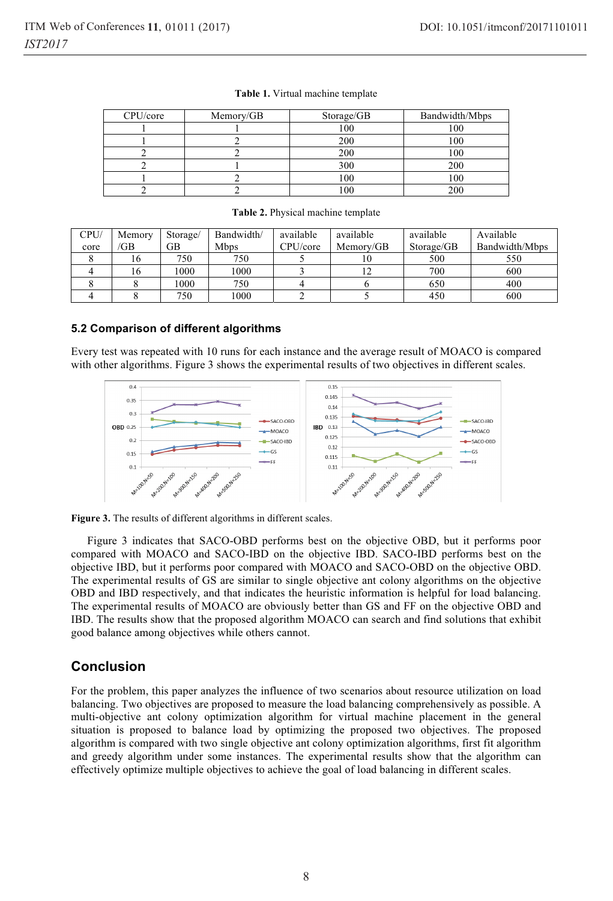**Table 1.** Virtual machine template

| CPU/core | Memory/GB | Storage/GB | Bandwidth/Mbps |
|---|---|---|---|
| 1 | 1 | 100 | 100 |
| 1 | 2 | 200 | 100 |
| 2 | 2 | 200 | 100 |
| 2 | 1 | 300 | 200 |
| 1 | 2 | 100 | 100 |
| 2 | 2 | 100 | 200 |

**Table 2.** Physical machine template

| CPU/core | Memory/GB | Storage/GB | Bandwidth/Mbps | available CPU/core | available Memory/GB | available Storage/GB | Available Bandwidth/Mbps |
|---|---|---|---|---|---|---|---|
| 8 | 16 | 750 | 750 | 5 | 10 | 500 | 550 |
| 4 | 16 | 1000 | 1000 | 3 | 12 | 700 | 600 |
| 8 | 8 | 1000 | 750 | 4 | 6 | 650 | 400 |
| 4 | 8 | 750 | 1000 | 2 | 5 | 450 | 600 |

### 5.2 Comparison of different algorithms

Every test was repeated with 10 runs for each instance and the average result of MOACO is compared with other algorithms. Figure 3 shows the experimental results of two objectives in different scales.

**Figure 3.** The results of different algorithms in different scales.

Figure 3 indicates that SACO-OBD performs best on the objective OBD, but it performs poor compared with MOACO and SACO-IBD on the objective IBD. SACO-IBD performs best on the objective IBD, but it performs poor compared with MOACO and SACO-OBD on the objective OBD. The experimental results of GS are similar to single objective ant colony algorithms on the objective OBD and IBD respectively, and that indicates the heuristic information is helpful for load balancing. The experimental results of MOACO are obviously better than GS and FF on the objective OBD and IBD. The results show that the proposed algorithm MOACO can search and find solutions that exhibit good balance among objectives while others cannot.

## Conclusion

For the problem, this paper analyzes the influence of two scenarios about resource utilization on load balancing. Two objectives are proposed to measure the load balancing comprehensively as possible. A multi-objective ant colony optimization algorithm for virtual machine placement in the general situation is proposed to balance load by optimizing the proposed two objectives. The proposed algorithm is compared with two single objective ant colony optimization algorithms, first fit algorithm and greedy algorithm under some instances. The experimental results show that the algorithm can effectively optimize multiple objectives to achieve the goal of load balancing in different scales.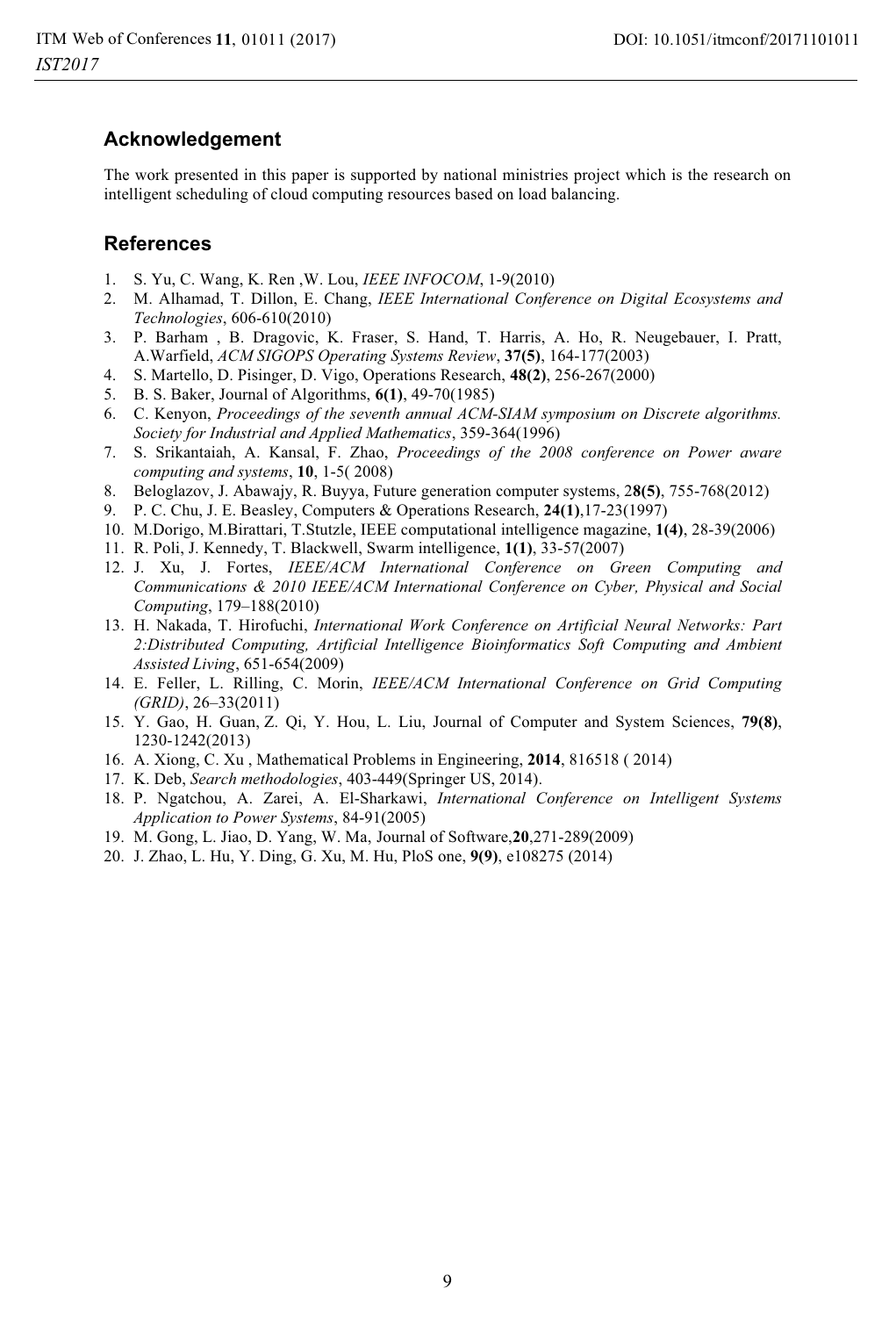## Acknowledgement

The work presented in this paper is supported by national ministries project which is the research on intelligent scheduling of cloud computing resources based on load balancing.

## References

1. S. Yu, C. Wang, K. Ren ,W. Lou, *IEEE INFOCOM*, 1-9(2010)
2. M. Alhamad, T. Dillon, E. Chang, *IEEE International Conference on Digital Ecosystems and Technologies*, 606-610(2010)
3. P. Barham , B. Dragovic, K. Fraser, S. Hand, T. Harris, A. Ho, R. Neugebauer, I. Pratt, A.Warfield, *ACM SIGOPS Operating Systems Review*, **37(5)**, 164-177(2003)
4. S. Martello, D. Pisinger, D. Vigo, Operations Research, **48(2)**, 256-267(2000)
5. B. S. Baker, Journal of Algorithms, **6(1)**, 49-70(1985)
6. C. Kenyon, *Proceedings of the seventh annual ACM-SIAM symposium on Discrete algorithms. Society for Industrial and Applied Mathematics*, 359-364(1996)
7. S. Srikantaiah, A. Kansal, F. Zhao, *Proceedings of the 2008 conference on Power aware computing and systems*, **10**, 1-5( 2008)
8. Beloglazov, J. Abawajy, R. Buyya, Future generation computer systems, 2**8(5)**, 755-768(2012)
9. P. C. Chu, J. E. Beasley, Computers & Operations Research, **24(1)**,17-23(1997)
10. M.Dorigo, M.Birattari, T.Stutzle, IEEE computational intelligence magazine, **1(4)**, 28-39(2006)
11. R. Poli, J. Kennedy, T. Blackwell, Swarm intelligence, **1(1)**, 33-57(2007)
12. J. Xu, J. Fortes, *IEEE/ACM International Conference on Green Computing and Communications & 2010 IEEE/ACM International Conference on Cyber, Physical and Social Computing*, 179–188(2010)
13. H. Nakada, T. Hirofuchi, *International Work Conference on Artificial Neural Networks: Part 2:Distributed Computing, Artificial Intelligence Bioinformatics Soft Computing and Ambient Assisted Living*, 651-654(2009)
14. E. Feller, L. Rilling, C. Morin, *IEEE/ACM International Conference on Grid Computing (GRID)*, 26–33(2011)
15. Y. Gao, H. Guan, Z. Qi, Y. Hou, L. Liu, Journal of Computer and System Sciences, **79(8)**, 1230-1242(2013)
16. A. Xiong, C. Xu , Mathematical Problems in Engineering, **2014**, 816518 ( 2014)
17. K. Deb, *Search methodologies*, 403-449(Springer US, 2014).
18. P. Ngatchou, A. Zarei, A. El-Sharkawi, *International Conference on Intelligent Systems Application to Power Systems*, 84-91(2005)
19. M. Gong, L. Jiao, D. Yang, W. Ma, Journal of Software,**20**,271-289(2009)
20. J. Zhao, L. Hu, Y. Ding, G. Xu, M. Hu, PloS one, **9(9)**, e108275 (2014)